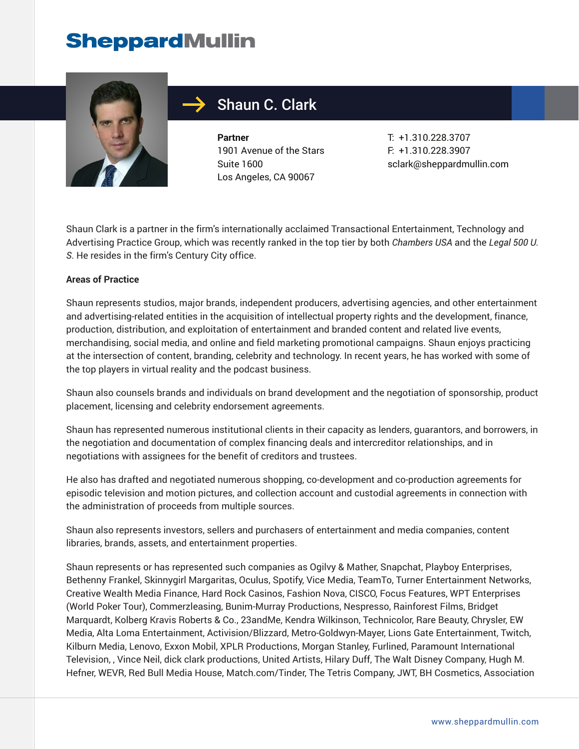# SheppardMullin

## Shaun C. Clark

**Partner**
1901 Avenue of the Stars
Suite 1600
Los Angeles, CA 90067

T: +1.310.228.3707
F: +1.310.228.3907
sclark@sheppardmullin.com

Shaun Clark is a partner in the firm's internationally acclaimed Transactional Entertainment, Technology and Advertising Practice Group, which was recently ranked in the top tier by both *Chambers USA* and the *Legal 500 U. S*. He resides in the firm's Century City office.

**Areas of Practice**

Shaun represents studios, major brands, independent producers, advertising agencies, and other entertainment and advertising-related entities in the acquisition of intellectual property rights and the development, finance, production, distribution, and exploitation of entertainment and branded content and related live events, merchandising, social media, and online and field marketing promotional campaigns. Shaun enjoys practicing at the intersection of content, branding, celebrity and technology. In recent years, he has worked with some of the top players in virtual reality and the podcast business.

Shaun also counsels brands and individuals on brand development and the negotiation of sponsorship, product placement, licensing and celebrity endorsement agreements.

Shaun has represented numerous institutional clients in their capacity as lenders, guarantors, and borrowers, in the negotiation and documentation of complex financing deals and intercreditor relationships, and in negotiations with assignees for the benefit of creditors and trustees.

He also has drafted and negotiated numerous shopping, co-development and co-production agreements for episodic television and motion pictures, and collection account and custodial agreements in connection with the administration of proceeds from multiple sources.

Shaun also represents investors, sellers and purchasers of entertainment and media companies, content libraries, brands, assets, and entertainment properties.

Shaun represents or has represented such companies as Ogilvy & Mather, Snapchat, Playboy Enterprises, Bethenny Frankel, Skinnygirl Margaritas, Oculus, Spotify, Vice Media, TeamTo, Turner Entertainment Networks, Creative Wealth Media Finance, Hard Rock Casinos, Fashion Nova, CISCO, Focus Features, WPT Enterprises (World Poker Tour), Commerzleasing, Bunim-Murray Productions, Nespresso, Rainforest Films, Bridget Marquardt, Kolberg Kravis Roberts & Co., 23andMe, Kendra Wilkinson, Technicolor, Rare Beauty, Chrysler, EW Media, Alta Loma Entertainment, Activision/Blizzard, Metro-Goldwyn-Mayer, Lions Gate Entertainment, Twitch, Kilburn Media, Lenovo, Exxon Mobil, XPLR Productions, Morgan Stanley, Furlined, Paramount International Television, , Vince Neil, dick clark productions, United Artists, Hilary Duff, The Walt Disney Company, Hugh M. Hefner, WEVR, Red Bull Media House, Match.com/Tinder, The Tetris Company, JWT, BH Cosmetics, Association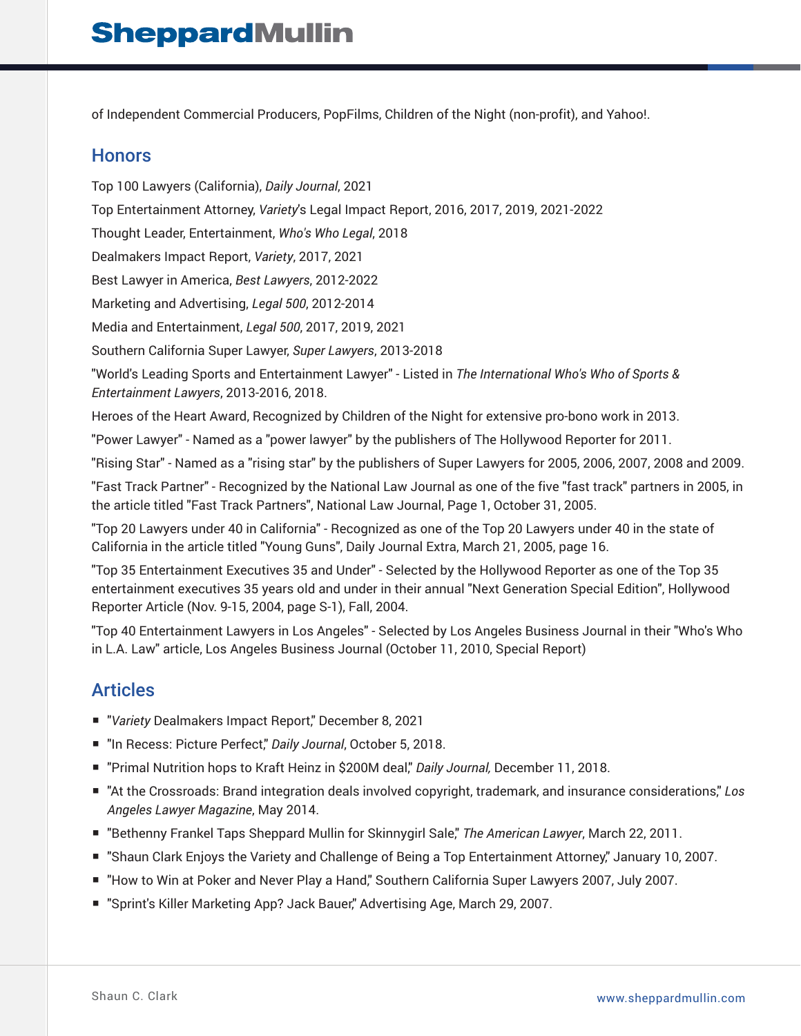of Independent Commercial Producers, PopFilms, Children of the Night (non-profit), and Yahoo!.

## Honors

Top 100 Lawyers (California), *Daily Journal*, 2021

Top Entertainment Attorney, *Variety*'s Legal Impact Report, 2016, 2017, 2019, 2021-2022

Thought Leader, Entertainment, *Who's Who Legal*, 2018

Dealmakers Impact Report, *Variety*, 2017, 2021

Best Lawyer in America, *Best Lawyers*, 2012-2022

Marketing and Advertising, *Legal 500*, 2012-2014

Media and Entertainment, *Legal 500*, 2017, 2019, 2021

Southern California Super Lawyer, *Super Lawyers*, 2013-2018

"World's Leading Sports and Entertainment Lawyer" - Listed in *The International Who's Who of Sports & Entertainment Lawyers*, 2013-2016, 2018.

Heroes of the Heart Award, Recognized by Children of the Night for extensive pro-bono work in 2013.

"Power Lawyer" - Named as a "power lawyer" by the publishers of The Hollywood Reporter for 2011.

"Rising Star" - Named as a "rising star" by the publishers of Super Lawyers for 2005, 2006, 2007, 2008 and 2009.

"Fast Track Partner" - Recognized by the National Law Journal as one of the five "fast track" partners in 2005, in the article titled "Fast Track Partners", National Law Journal, Page 1, October 31, 2005.

"Top 20 Lawyers under 40 in California" - Recognized as one of the Top 20 Lawyers under 40 in the state of California in the article titled "Young Guns", Daily Journal Extra, March 21, 2005, page 16.

"Top 35 Entertainment Executives 35 and Under" - Selected by the Hollywood Reporter as one of the Top 35 entertainment executives 35 years old and under in their annual "Next Generation Special Edition", Hollywood Reporter Article (Nov. 9-15, 2004, page S-1), Fall, 2004.

"Top 40 Entertainment Lawyers in Los Angeles" - Selected by Los Angeles Business Journal in their "Who's Who in L.A. Law" article, Los Angeles Business Journal (October 11, 2010, Special Report)

## Articles

- "*Variety* Dealmakers Impact Report," December 8, 2021
- "In Recess: Picture Perfect," *Daily Journal*, October 5, 2018.
- "Primal Nutrition hops to Kraft Heinz in $200M deal," *Daily Journal,* December 11, 2018.
- "At the Crossroads: Brand integration deals involved copyright, trademark, and insurance considerations," *Los Angeles Lawyer Magazine*, May 2014.
- "Bethenny Frankel Taps Sheppard Mullin for Skinnygirl Sale," *The American Lawyer*, March 22, 2011.
- "Shaun Clark Enjoys the Variety and Challenge of Being a Top Entertainment Attorney," January 10, 2007.
- "How to Win at Poker and Never Play a Hand," Southern California Super Lawyers 2007, July 2007.
- "Sprint's Killer Marketing App? Jack Bauer," Advertising Age, March 29, 2007.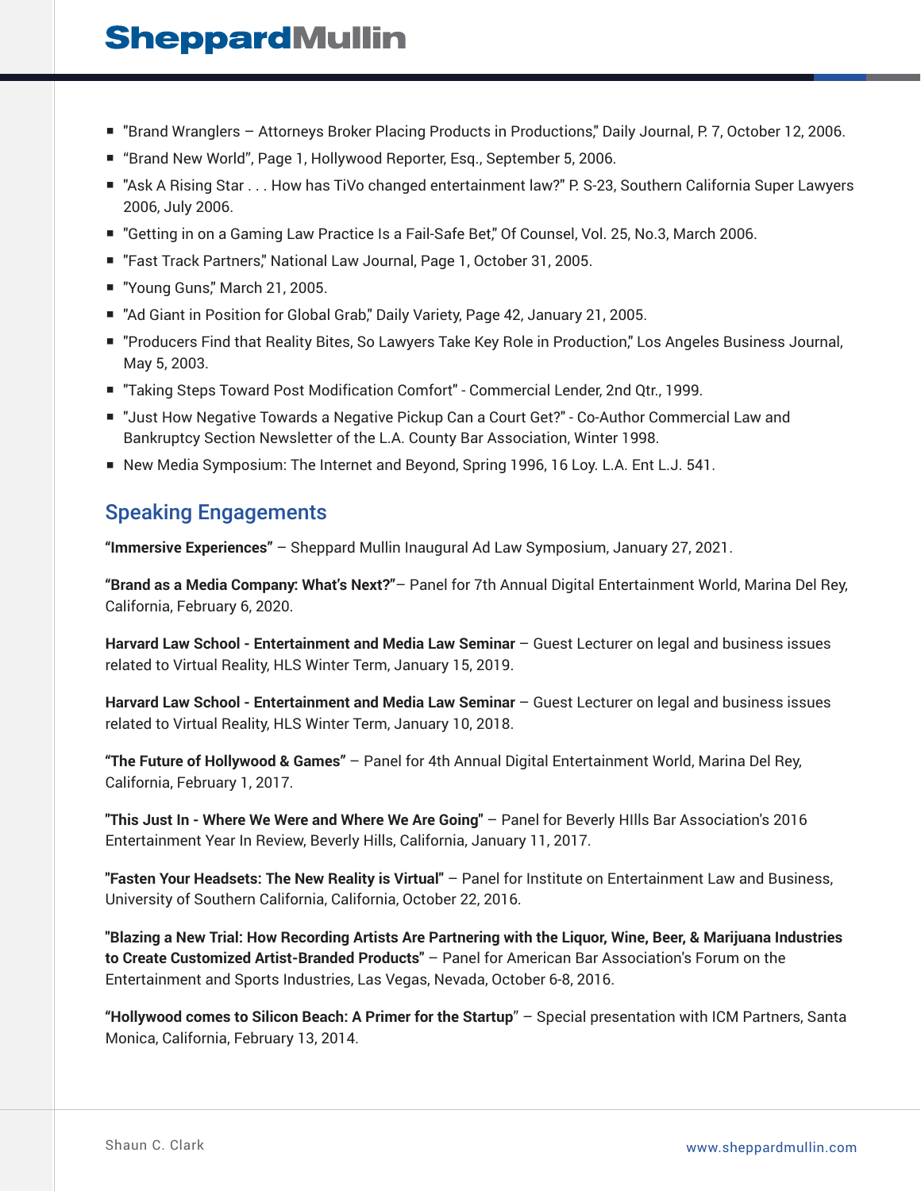- "Brand Wranglers – Attorneys Broker Placing Products in Productions," Daily Journal, P. 7, October 12, 2006.
- "Brand New World", Page 1, Hollywood Reporter, Esq., September 5, 2006.
- "Ask A Rising Star . . . How has TiVo changed entertainment law?" P. S-23, Southern California Super Lawyers 2006, July 2006.
- "Getting in on a Gaming Law Practice Is a Fail-Safe Bet," Of Counsel, Vol. 25, No.3, March 2006.
- "Fast Track Partners," National Law Journal, Page 1, October 31, 2005.
- "Young Guns," March 21, 2005.
- "Ad Giant in Position for Global Grab," Daily Variety, Page 42, January 21, 2005.
- "Producers Find that Reality Bites, So Lawyers Take Key Role in Production," Los Angeles Business Journal, May 5, 2003.
- "Taking Steps Toward Post Modification Comfort" - Commercial Lender, 2nd Qtr., 1999.
- "Just How Negative Towards a Negative Pickup Can a Court Get?" - Co-Author Commercial Law and Bankruptcy Section Newsletter of the L.A. County Bar Association, Winter 1998.
- New Media Symposium: The Internet and Beyond, Spring 1996, 16 Loy. L.A. Ent L.J. 541.

## Speaking Engagements

**"Immersive Experiences"** – Sheppard Mullin Inaugural Ad Law Symposium, January 27, 2021.

**"Brand as a Media Company: What's Next?"**– Panel for 7th Annual Digital Entertainment World, Marina Del Rey, California, February 6, 2020.

**Harvard Law School - Entertainment and Media Law Seminar** – Guest Lecturer on legal and business issues related to Virtual Reality, HLS Winter Term, January 15, 2019.

**Harvard Law School - Entertainment and Media Law Seminar** – Guest Lecturer on legal and business issues related to Virtual Reality, HLS Winter Term, January 10, 2018.

**"The Future of Hollywood & Games"** – Panel for 4th Annual Digital Entertainment World, Marina Del Rey, California, February 1, 2017.

**"This Just In - Where We Were and Where We Are Going"** – Panel for Beverly HIlls Bar Association's 2016 Entertainment Year In Review, Beverly Hills, California, January 11, 2017.

**"Fasten Your Headsets: The New Reality is Virtual"** – Panel for Institute on Entertainment Law and Business, University of Southern California, California, October 22, 2016.

**"Blazing a New Trial: How Recording Artists Are Partnering with the Liquor, Wine, Beer, & Marijuana Industries to Create Customized Artist-Branded Products"** – Panel for American Bar Association's Forum on the Entertainment and Sports Industries, Las Vegas, Nevada, October 6-8, 2016.

**"Hollywood comes to Silicon Beach: A Primer for the Startup"** – Special presentation with ICM Partners, Santa Monica, California, February 13, 2014.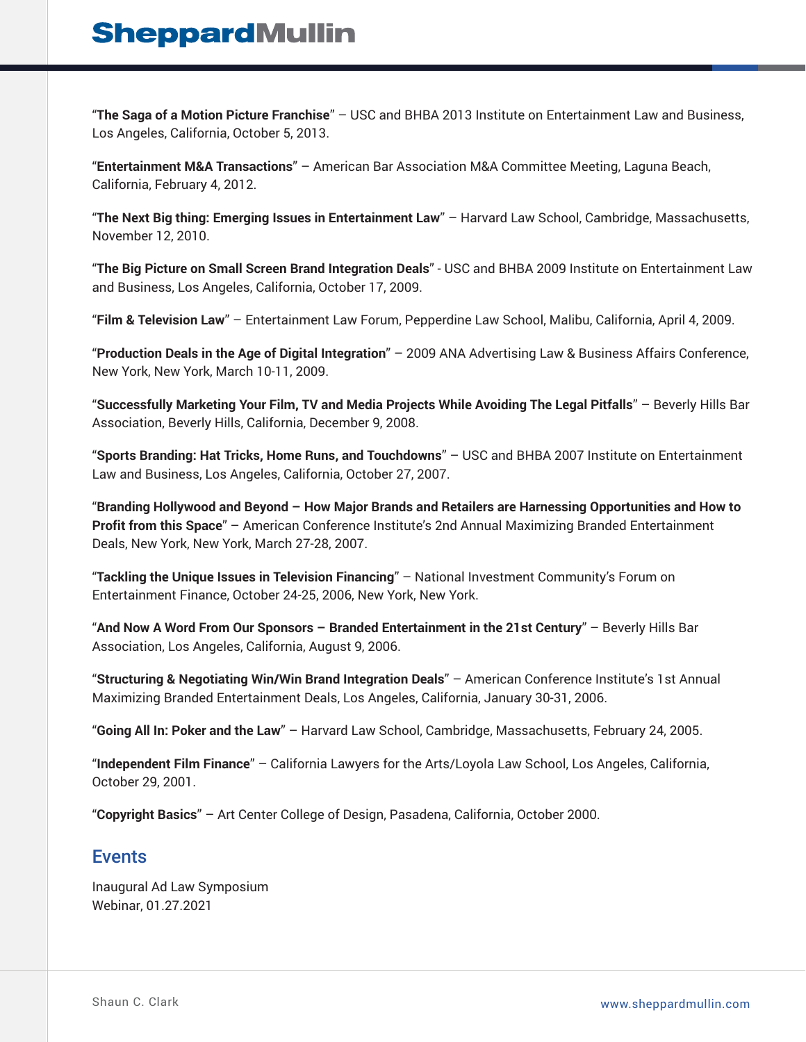"**The Saga of a Motion Picture Franchise**" – USC and BHBA 2013 Institute on Entertainment Law and Business, Los Angeles, California, October 5, 2013.

"**Entertainment M&A Transactions**" – American Bar Association M&A Committee Meeting, Laguna Beach, California, February 4, 2012.

"**The Next Big thing: Emerging Issues in Entertainment Law**" – Harvard Law School, Cambridge, Massachusetts, November 12, 2010.

"**The Big Picture on Small Screen Brand Integration Deals**" - USC and BHBA 2009 Institute on Entertainment Law and Business, Los Angeles, California, October 17, 2009.

"**Film & Television Law**" – Entertainment Law Forum, Pepperdine Law School, Malibu, California, April 4, 2009.

"**Production Deals in the Age of Digital Integration**" – 2009 ANA Advertising Law & Business Affairs Conference, New York, New York, March 10-11, 2009.

"**Successfully Marketing Your Film, TV and Media Projects While Avoiding The Legal Pitfalls**" – Beverly Hills Bar Association, Beverly Hills, California, December 9, 2008.

"**Sports Branding: Hat Tricks, Home Runs, and Touchdowns**" – USC and BHBA 2007 Institute on Entertainment Law and Business, Los Angeles, California, October 27, 2007.

"**Branding Hollywood and Beyond – How Major Brands and Retailers are Harnessing Opportunities and How to Profit from this Space**" – American Conference Institute's 2nd Annual Maximizing Branded Entertainment Deals, New York, New York, March 27-28, 2007.

"**Tackling the Unique Issues in Television Financing**" – National Investment Community's Forum on Entertainment Finance, October 24-25, 2006, New York, New York.

"**And Now A Word From Our Sponsors – Branded Entertainment in the 21st Century**" – Beverly Hills Bar Association, Los Angeles, California, August 9, 2006.

"**Structuring & Negotiating Win/Win Brand Integration Deals**" – American Conference Institute's 1st Annual Maximizing Branded Entertainment Deals, Los Angeles, California, January 30-31, 2006.

"**Going All In: Poker and the Law**" – Harvard Law School, Cambridge, Massachusetts, February 24, 2005.

"**Independent Film Finance**" – California Lawyers for the Arts/Loyola Law School, Los Angeles, California, October 29, 2001.

"**Copyright Basics**" – Art Center College of Design, Pasadena, California, October 2000.

## Events

Inaugural Ad Law Symposium
Webinar, 01.27.2021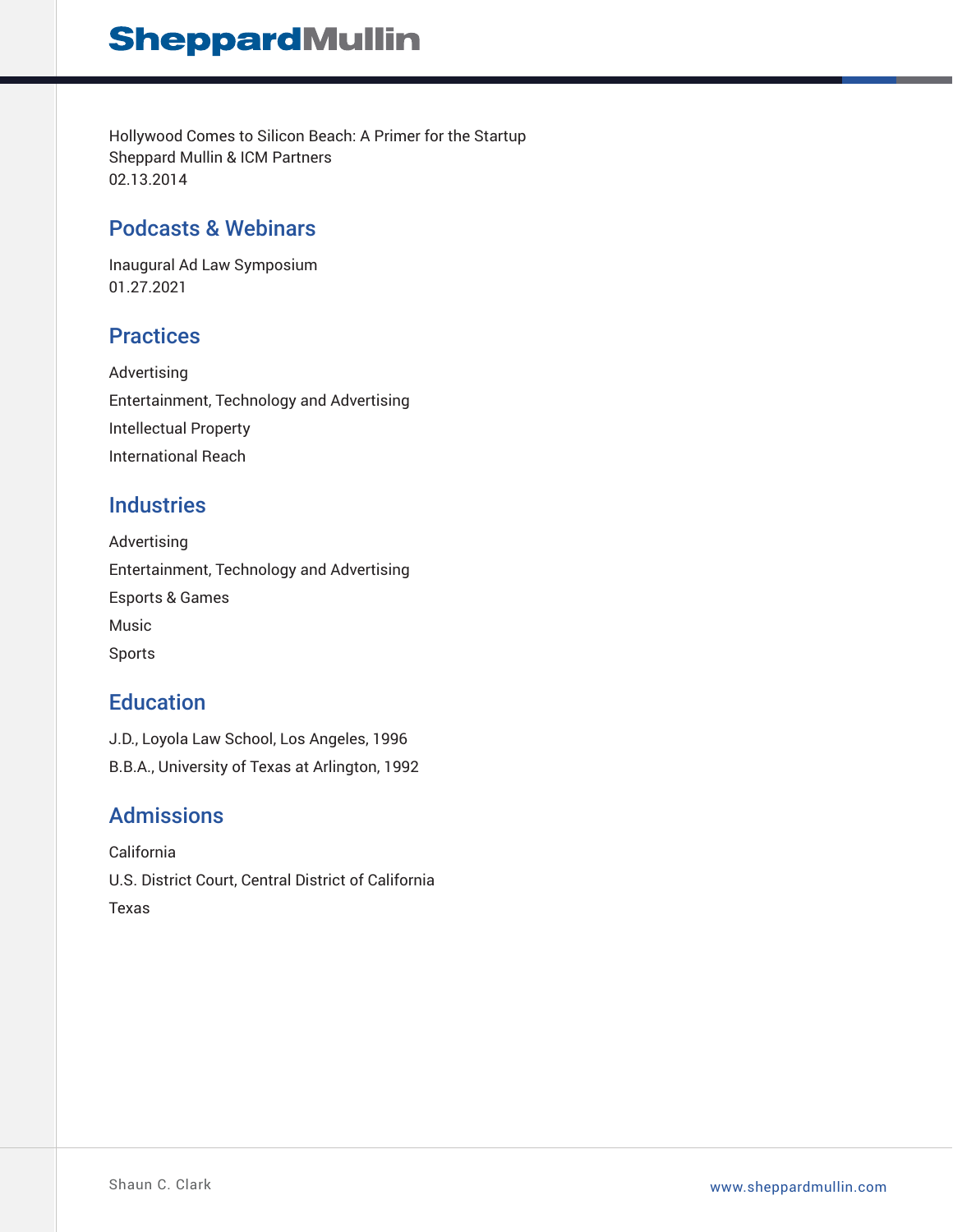Hollywood Comes to Silicon Beach: A Primer for the Startup
Sheppard Mullin & ICM Partners
02.13.2014

## Podcasts & Webinars

Inaugural Ad Law Symposium
01.27.2021

## Practices

Advertising

Entertainment, Technology and Advertising

Intellectual Property

International Reach

## Industries

Advertising

Entertainment, Technology and Advertising

Esports & Games

Music

Sports

## Education

J.D., Loyola Law School, Los Angeles, 1996

B.B.A., University of Texas at Arlington, 1992

## Admissions

California

U.S. District Court, Central District of California

Texas